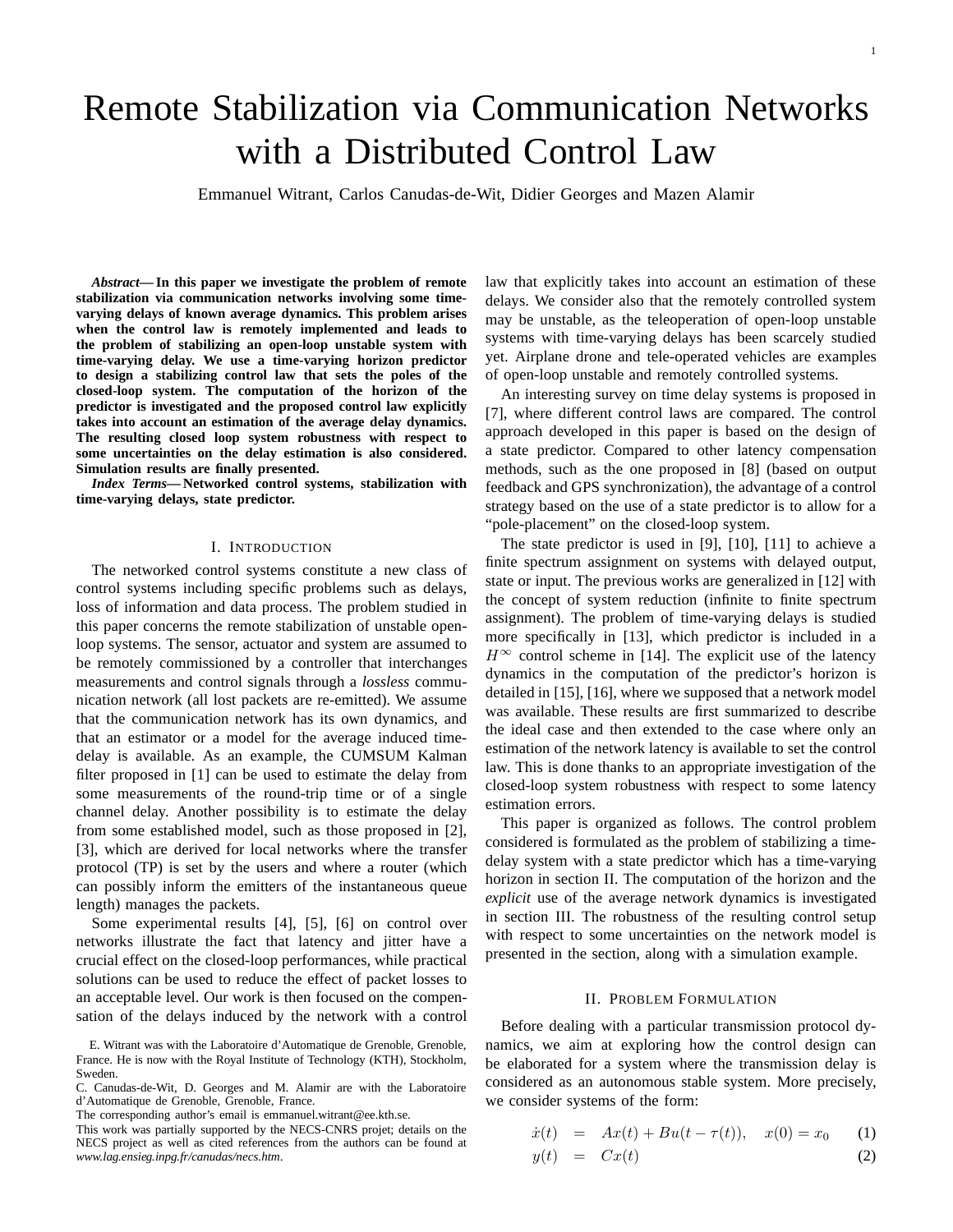# Remote Stabilization via Communication Networks with a Distributed Control Law

Emmanuel Witrant, Carlos Canudas-de-Wit, Didier Georges and Mazen Alamir

***Abstract*— In this paper we investigate the problem of remote stabilization via communication networks involving some time-varying delays of known average dynamics. This problem arises when the control law is remotely implemented and leads to the problem of stabilizing an open-loop unstable system with time-varying delay. We use a time-varying horizon predictor to design a stabilizing control law that sets the poles of the closed-loop system. The computation of the horizon of the predictor is investigated and the proposed control law explicitly takes into account an estimation of the average delay dynamics. The resulting closed loop system robustness with respect to some uncertainties on the delay estimation is also considered. Simulation results are finally presented.**

***Index Terms*— Networked control systems, stabilization with time-varying delays, state predictor.**

## I. Introduction

The networked control systems constitute a new class of control systems including specific problems such as delays, loss of information and data process. The problem studied in this paper concerns the remote stabilization of unstable open-loop systems. The sensor, actuator and system are assumed to be remotely commissioned by a controller that interchanges measurements and control signals through a *lossless* communication network (all lost packets are re-emitted). We assume that the communication network has its own dynamics, and that an estimator or a model for the average induced time-delay is available. As an example, the CUMSUM Kalman filter proposed in [1] can be used to estimate the delay from some measurements of the round-trip time or of a single channel delay. Another possibility is to estimate the delay from some established model, such as those proposed in [2], [3], which are derived for local networks where the transfer protocol (TP) is set by the users and where a router (which can possibly inform the emitters of the instantaneous queue length) manages the packets.

Some experimental results [4], [5], [6] on control over networks illustrate the fact that latency and jitter have a crucial effect on the closed-loop performances, while practical solutions can be used to reduce the effect of packet losses to an acceptable level. Our work is then focused on the compensation of the delays induced by the network with a control law that explicitly takes into account an estimation of these delays. We consider also that the remotely controlled system may be unstable, as the teleoperation of open-loop unstable systems with time-varying delays has been scarcely studied yet. Airplane drone and tele-operated vehicles are examples of open-loop unstable and remotely controlled systems.

An interesting survey on time delay systems is proposed in [7], where different control laws are compared. The control approach developed in this paper is based on the design of a state predictor. Compared to other latency compensation methods, such as the one proposed in [8] (based on output feedback and GPS synchronization), the advantage of a control strategy based on the use of a state predictor is to allow for a "pole-placement" on the closed-loop system.

The state predictor is used in [9], [10], [11] to achieve a finite spectrum assignment on systems with delayed output, state or input. The previous works are generalized in [12] with the concept of system reduction (infinite to finite spectrum assignment). The problem of time-varying delays is studied more specifically in [13], which predictor is included in a $H^\infty$ control scheme in [14]. The explicit use of the latency dynamics in the computation of the predictor's horizon is detailed in [15], [16], where we supposed that a network model was available. These results are first summarized to describe the ideal case and then extended to the case where only an estimation of the network latency is available to set the control law. This is done thanks to an appropriate investigation of the closed-loop system robustness with respect to some latency estimation errors.

This paper is organized as follows. The control problem considered is formulated as the problem of stabilizing a time-delay system with a state predictor which has a time-varying horizon in section II. The computation of the horizon and the *explicit* use of the average network dynamics is investigated in section III. The robustness of the resulting control setup with respect to some uncertainties on the network model is presented in the section, along with a simulation example.

## II. Problem Formulation

Before dealing with a particular transmission protocol dynamics, we aim at exploring how the control design can be elaborated for a system where the transmission delay is considered as an autonomous stable system. More precisely, we consider systems of the form:

$$\dot{x}(t) = Ax(t) + Bu(t - \tau(t)), \quad x(0) = x_0 \tag{1}$$

$$y(t) = Cx(t) \tag{2}$$

E. Witrant was with the Laboratoire d'Automatique de Grenoble, Grenoble, France. He is now with the Royal Institute of Technology (KTH), Stockholm, Sweden.

C. Canudas-de-Wit, D. Georges and M. Alamir are with the Laboratoire d'Automatique de Grenoble, Grenoble, France.

The corresponding author's email is emmanuel.witrant@ee.kth.se.

This work was partially supported by the NECS-CNRS projet; details on the NECS project as well as cited references from the authors can be found at *www.lag.ensieg.inpg.fr/canudas/necs.htm*.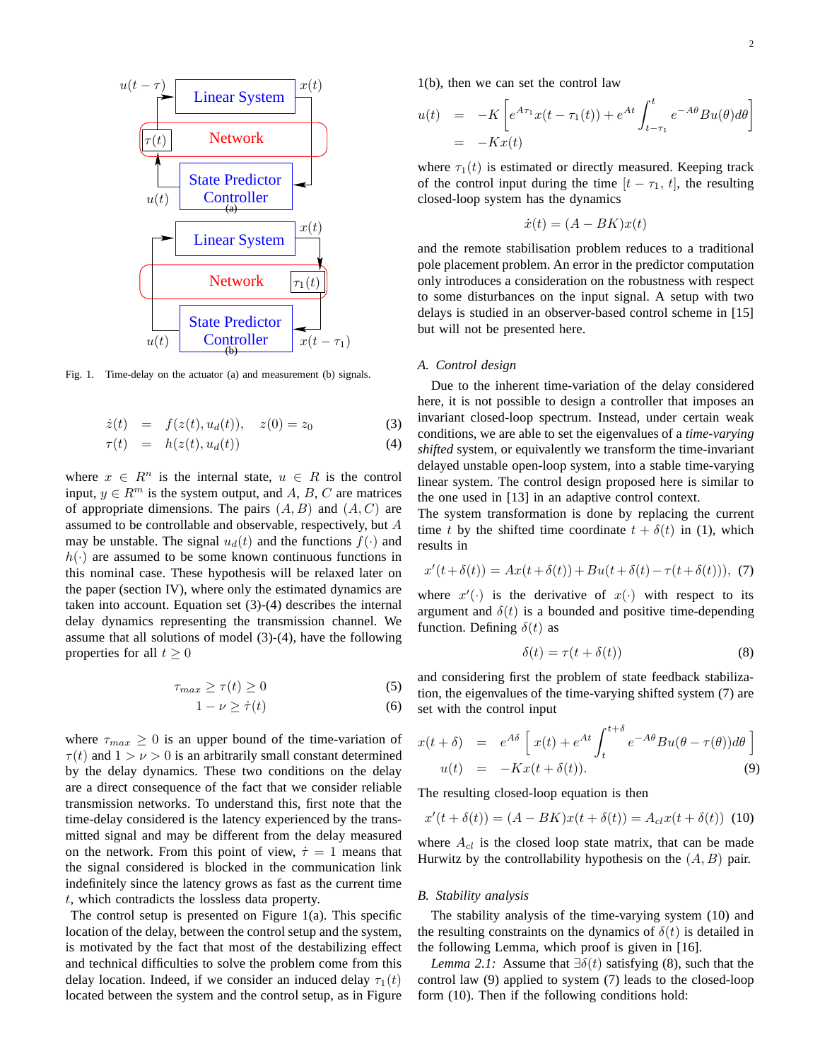Fig. 1. Time-delay on the actuator (a) and measurement (b) signals.

$$
\begin{aligned}
\dot{z}(t) &= f(z(t), u_d(t)), \quad z(0) = z_0 \qquad (3)\\
\tau(t) &= h(z(t), u_d(t)) \qquad (4)
\end{aligned}
$$

where $x \in R^n$ is the internal state, $u \in R$ is the control input, $y \in R^m$ is the system output, and $A$, $B$, $C$ are matrices of appropriate dimensions. The pairs $(A, B)$ and $(A, C)$ are assumed to be controllable and observable, respectively, but $A$ may be unstable. The signal $u_d(t)$ and the functions $f(\cdot)$ and $h(\cdot)$ are assumed to be some known continuous functions in this nominal case. These hypothesis will be relaxed later on the paper (section IV), where only the estimated dynamics are taken into account. Equation set (3)-(4) describes the internal delay dynamics representing the transmission channel. We assume that all solutions of model (3)-(4), have the following properties for all $t \geq 0$

$$
\begin{aligned}
\tau_{max} \geq \tau(t) \geq 0 \qquad (5)\\
1 - \nu \geq \dot{\tau}(t) \qquad (6)
\end{aligned}
$$

where $\tau_{max} \geq 0$ is an upper bound of the time-variation of $\tau(t)$ and $1 > \nu > 0$ is an arbitrarily small constant determined by the delay dynamics. These two conditions on the delay are a direct consequence of the fact that we consider reliable transmission networks. To understand this, first note that the time-delay considered is the latency experienced by the transmitted signal and may be different from the delay measured on the network. From this point of view, $\dot{\tau} = 1$ means that the signal considered is blocked in the communication link indefinitely since the latency grows as fast as the current time $t$, which contradicts the lossless data property.

The control setup is presented on Figure 1(a). This specific location of the delay, between the control setup and the system, is motivated by the fact that most of the destabilizing effect and technical difficulties to solve the problem come from this delay location. Indeed, if we consider an induced delay $\tau_1(t)$ located between the system and the control setup, as in Figure 1(b), then we can set the control law

$$
\begin{aligned}
u(t) &= -K \left[ e^{A\tau_1} x(t - \tau_1(t)) + e^{At} \int_{t-\tau_1}^{t} e^{-A\theta} B u(\theta) d\theta \right] \\
&= -K x(t)
\end{aligned}
$$

where $\tau_1(t)$ is estimated or directly measured. Keeping track of the control input during the time $[t - \tau_1, t]$, the resulting closed-loop system has the dynamics

$$
\dot{x}(t) = (A - BK)x(t)
$$

and the remote stabilisation problem reduces to a traditional pole placement problem. An error in the predictor computation only introduces a consideration on the robustness with respect to some disturbances on the input signal. A setup with two delays is studied in an observer-based control scheme in [15] but will not be presented here.

## A. Control design

Due to the inherent time-variation of the delay considered here, it is not possible to design a controller that imposes an invariant closed-loop spectrum. Instead, under certain weak conditions, we are able to set the eigenvalues of a *time-varying shifted* system, or equivalently we transform the time-invariant delayed unstable open-loop system, into a stable time-varying linear system. The control design proposed here is similar to the one used in [13] in an adaptive control context.

The system transformation is done by replacing the current time $t$ by the shifted time coordinate $t + \delta(t)$ in (1), which results in

$$
x'(t+\delta(t)) = Ax(t+\delta(t)) + Bu(t+\delta(t) - \tau(t+\delta(t))), \quad (7)
$$

where $x'(\cdot)$ is the derivative of $x(\cdot)$ with respect to its argument and $\delta(t)$ is a bounded and positive time-depending function. Defining $\delta(t)$ as

$$
\delta(t) = \tau(t + \delta(t)) \qquad (8)
$$

and considering first the problem of state feedback stabilization, the eigenvalues of the time-varying shifted system (7) are set with the control input

$$
\begin{aligned}
x(t+\delta) &= e^{A\delta} \left[ x(t) + e^{At} \int_{t}^{t+\delta} e^{-A\theta} B u(\theta - \tau(\theta)) d\theta \right] \\
u(t) &= -K x(t + \delta(t)). \qquad (9)
\end{aligned}
$$

The resulting closed-loop equation is then

$$
x'(t+\delta(t)) = (A - BK)x(t+\delta(t)) = A_{cl} x(t+\delta(t)) \quad (10)
$$

where $A_{cl}$ is the closed loop state matrix, that can be made Hurwitz by the controllability hypothesis on the $(A, B)$ pair.

## B. Stability analysis

The stability analysis of the time-varying system (10) and the resulting constraints on the dynamics of $\delta(t)$ is detailed in the following Lemma, which proof is given in [16].

*Lemma 2.1:* Assume that $\exists \delta(t)$ satisfying (8), such that the control law (9) applied to system (7) leads to the closed-loop form (10). Then if the following conditions hold: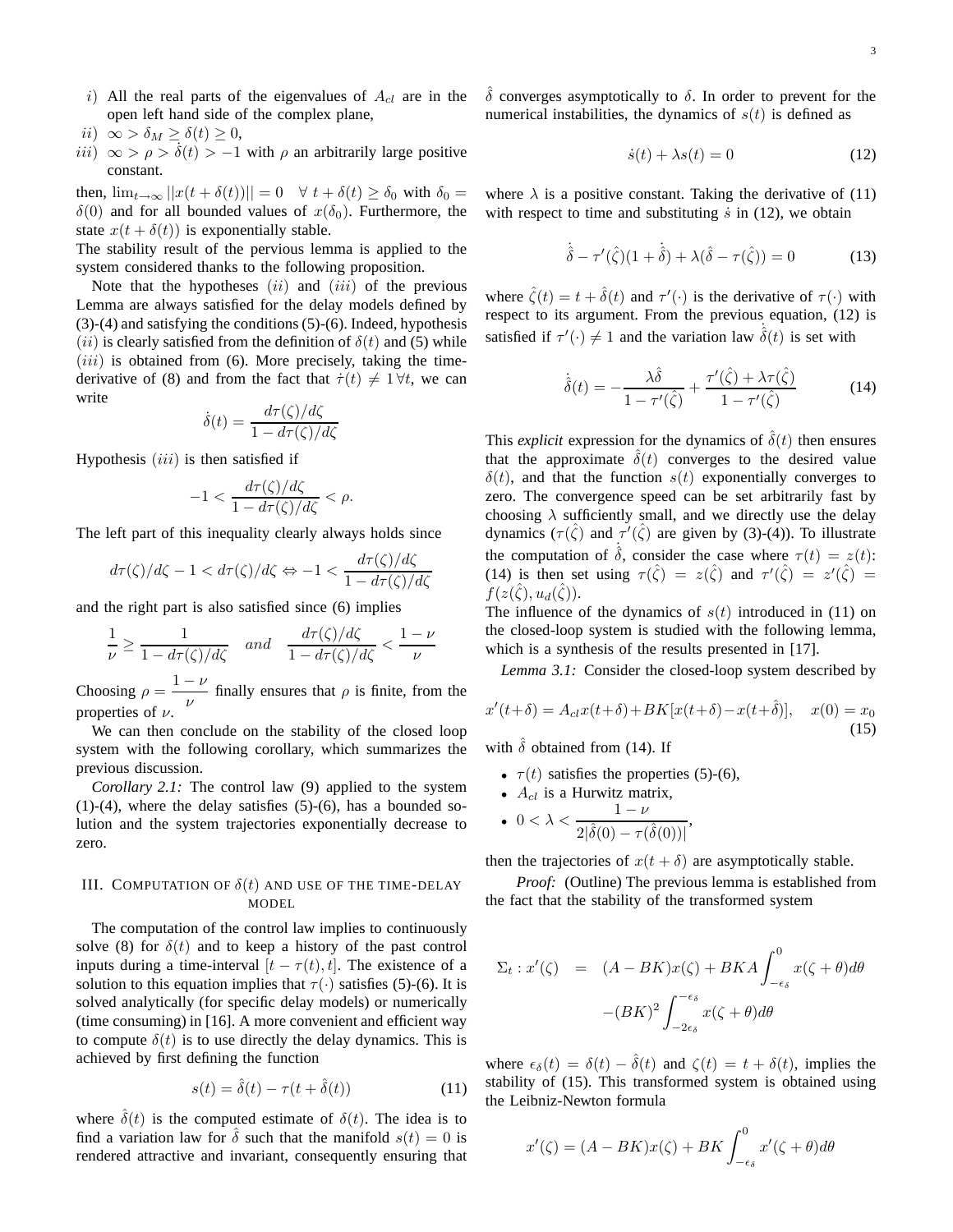i) All the real parts of the eigenvalues of $A_{cl}$ are in the open left hand side of the complex plane,

ii) $\infty > \delta_M \geq \delta(t) \geq 0$,

iii) $\infty > \rho > \dot{\delta}(t) > -1$ with $\rho$ an arbitrarily large positive constant.

then, $\lim_{t\to\infty} ||x(t+\delta(t))|| = 0 \quad \forall\ t+\delta(t) \geq \delta_0$ with $\delta_0 = \delta(0)$ and for all bounded values of $x(\delta_0)$. Furthermore, the state $x(t+\delta(t))$ is exponentially stable.

The stability result of the pervious lemma is applied to the system considered thanks to the following proposition.

Note that the hypotheses $(ii)$ and $(iii)$ of the previous Lemma are always satisfied for the delay models defined by (3)-(4) and satisfying the conditions (5)-(6). Indeed, hypothesis $(ii)$ is clearly satisfied from the definition of $\delta(t)$ and (5) while $(iii)$ is obtained from (6). More precisely, taking the time-derivative of (8) and from the fact that $\dot{\tau}(t) \neq 1\,\forall t$, we can write

$$\dot{\delta}(t) = \frac{d\tau(\zeta)/d\zeta}{1 - d\tau(\zeta)/d\zeta}$$

Hypothesis $(iii)$ is then satisfied if

$$-1 < \frac{d\tau(\zeta)/d\zeta}{1 - d\tau(\zeta)/d\zeta} < \rho.$$

The left part of this inequality clearly always holds since

$$d\tau(\zeta)/d\zeta - 1 < d\tau(\zeta)/d\zeta \Leftrightarrow -1 < \frac{d\tau(\zeta)/d\zeta}{1 - d\tau(\zeta)/d\zeta}$$

and the right part is also satisfied since (6) implies

$$\frac{1}{\nu} \geq \frac{1}{1 - d\tau(\zeta)/d\zeta} \quad and \quad \frac{d\tau(\zeta)/d\zeta}{1 - d\tau(\zeta)/d\zeta} < \frac{1-\nu}{\nu}$$

Choosing $\rho = \dfrac{1-\nu}{\nu}$ finally ensures that $\rho$ is finite, from the properties of $\nu$.

We can then conclude on the stability of the closed loop system with the following corollary, which summarizes the previous discussion.

*Corollary 2.1:* The control law (9) applied to the system (1)-(4), where the delay satisfies (5)-(6), has a bounded solution and the system trajectories exponentially decrease to zero.

## III. Computation of $\delta(t)$ and use of the time-delay model

The computation of the control law implies to continuously solve (8) for $\delta(t)$ and to keep a history of the past control inputs during a time-interval $[t - \tau(t), t]$. The existence of a solution to this equation implies that $\tau(\cdot)$ satisfies (5)-(6). It is solved analytically (for specific delay models) or numerically (time consuming) in [16]. A more convenient and efficient way to compute $\delta(t)$ is to use directly the delay dynamics. This is achieved by first defining the function

$$s(t) = \hat{\delta}(t) - \tau(t + \hat{\delta}(t)) \tag{11}$$

where $\hat{\delta}(t)$ is the computed estimate of $\delta(t)$. The idea is to find a variation law for $\hat{\delta}$ such that the manifold $s(t) = 0$ is rendered attractive and invariant, consequently ensuring that $\hat{\delta}$ converges asymptotically to $\delta$. In order to prevent for the numerical instabilities, the dynamics of $s(t)$ is defined as

$$\dot{s}(t) + \lambda s(t) = 0 \tag{12}$$

where $\lambda$ is a positive constant. Taking the derivative of (11) with respect to time and substituting $\dot{s}$ in (12), we obtain

$$\dot{\hat{\delta}} - \tau'(\hat{\zeta})(1 + \dot{\hat{\delta}}) + \lambda(\hat{\delta} - \tau(\hat{\zeta})) = 0 \tag{13}$$

where $\hat{\zeta}(t) = t + \hat{\delta}(t)$ and $\tau'(\cdot)$ is the derivative of $\tau(\cdot)$ with respect to its argument. From the previous equation, (12) is satisfied if $\tau'(\cdot) \neq 1$ and the variation law $\dot{\hat{\delta}}(t)$ is set with

$$\dot{\hat{\delta}}(t) = -\frac{\lambda\hat{\delta}}{1 - \tau'(\hat{\zeta})} + \frac{\tau'(\hat{\zeta}) + \lambda\tau(\hat{\zeta})}{1 - \tau'(\hat{\zeta})} \tag{14}$$

This *explicit* expression for the dynamics of $\hat{\delta}(t)$ then ensures that the approximate $\hat{\delta}(t)$ converges to the desired value $\delta(t)$, and that the function $s(t)$ exponentially converges to zero. The convergence speed can be set arbitrarily fast by choosing $\lambda$ sufficiently small, and we directly use the delay dynamics ($\tau(\hat{\zeta})$ and $\tau'(\hat{\zeta})$ are given by (3)-(4)). To illustrate the computation of $\dot{\hat{\delta}}$, consider the case where $\tau(t) = z(t)$: (14) is then set using $\tau(\hat{\zeta}) = z(\hat{\zeta})$ and $\tau'(\hat{\zeta}) = z'(\hat{\zeta}) = f(z(\hat{\zeta}), u_d(\hat{\zeta}))$.

The influence of the dynamics of $s(t)$ introduced in (11) on the closed-loop system is studied with the following lemma, which is a synthesis of the results presented in [17].

*Lemma 3.1:* Consider the closed-loop system described by

$$x'(t+\delta) = A_{cl}x(t+\delta) + BK[x(t+\delta) - x(t+\hat{\delta})], \quad x(0) = x_0 \tag{15}$$

with $\hat{\delta}$ obtained from (14). If

- $\tau(t)$ satisfies the properties (5)-(6),
- $A_{cl}$ is a Hurwitz matrix,
- $0 < \lambda < \dfrac{1-\nu}{2|\hat{\delta}(0) - \tau(\hat{\delta}(0))|}$,

then the trajectories of $x(t+\delta)$ are asymptotically stable.

*Proof:* (Outline) The previous lemma is established from the fact that the stability of the transformed system

$$\begin{aligned}
\Sigma_t : x'(\zeta) &= (A - BK)x(\zeta) + BKA\int_{-\epsilon_\delta}^{0} x(\zeta+\theta)d\theta \\
&\quad -(BK)^2\int_{-2\epsilon_\delta}^{-\epsilon_\delta} x(\zeta+\theta)d\theta
\end{aligned}$$

where $\epsilon_\delta(t) = \delta(t) - \hat{\delta}(t)$ and $\zeta(t) = t + \delta(t)$, implies the stability of (15). This transformed system is obtained using the Leibniz-Newton formula

$$x'(\zeta) = (A - BK)x(\zeta) + BK\int_{-\epsilon_\delta}^{0} x'(\zeta+\theta)d\theta$$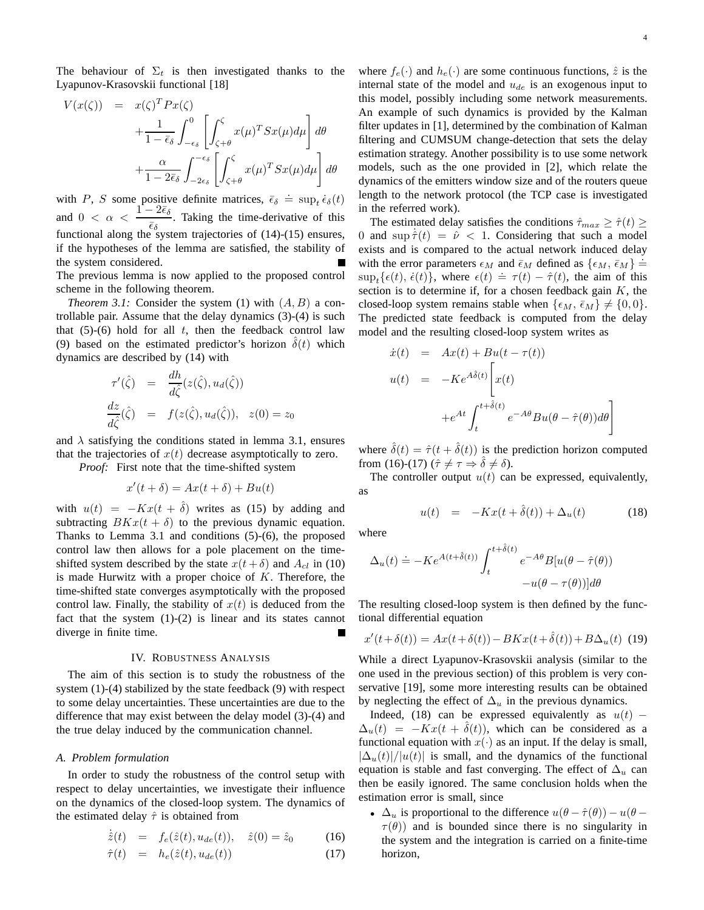The behaviour of $\Sigma_t$ is then investigated thanks to the Lyapunov-Krasovskii functional [18]

$$
\begin{aligned}
V(x(\zeta)) &= x(\zeta)^T P x(\zeta) \\
&\quad + \frac{1}{1-\bar{\epsilon}_\delta} \int_{-\epsilon_\delta}^{0} \left[ \int_{\zeta+\theta}^{\zeta} x(\mu)^T S x(\mu) d\mu \right] d\theta \\
&\quad + \frac{\alpha}{1-2\bar{\epsilon}_\delta} \int_{-2\epsilon_\delta}^{-\epsilon_\delta} \left[ \int_{\zeta+\theta}^{\zeta} x(\mu)^T S x(\mu) d\mu \right] d\theta
\end{aligned}
$$

with $P$, $S$ some positive definite matrices, $\bar{\epsilon}_\delta \doteq \sup_t \dot{\epsilon}_\delta(t)$ and $0 < \alpha < \dfrac{1-2\bar{\epsilon}_\delta}{\bar{\epsilon}_\delta}$. Taking the time-derivative of this functional along the system trajectories of (14)-(15) ensures, if the hypotheses of the lemma are satisfied, the stability of the system considered. ■

The previous lemma is now applied to the proposed control scheme in the following theorem.

*Theorem 3.1:* Consider the system (1) with $(A, B)$ a controllable pair. Assume that the delay dynamics (3)-(4) is such that (5)-(6) hold for all $t$, then the feedback control law (9) based on the estimated predictor's horizon $\hat{\delta}(t)$ which dynamics are described by (14) with

$$
\begin{aligned}
\tau'(\hat{\zeta}) &= \frac{dh}{d\hat{\zeta}}(z(\hat{\zeta}), u_d(\hat{\zeta})) \\
\frac{dz}{d\hat{\zeta}}(\hat{\zeta}) &= f(z(\hat{\zeta}), u_d(\hat{\zeta})), \quad z(0) = z_0
\end{aligned}
$$

and $\lambda$ satisfying the conditions stated in lemma 3.1, ensures that the trajectories of $x(t)$ decrease asymptotically to zero.

*Proof:* First note that the time-shifted system

$$
x'(t+\delta) = Ax(t+\delta) + Bu(t)
$$

with $u(t) = -Kx(t+\hat{\delta})$ writes as (15) by adding and subtracting $BKx(t+\delta)$ to the previous dynamic equation. Thanks to Lemma 3.1 and conditions (5)-(6), the proposed control law then allows for a pole placement on the time-shifted system described by the state $x(t+\delta)$ and $A_{cl}$ in (10) is made Hurwitz with a proper choice of $K$. Therefore, the time-shifted state converges asymptotically with the proposed control law. Finally, the stability of $x(t)$ is deduced from the fact that the system (1)-(2) is linear and its states cannot diverge in finite time. ■

## IV. Robustness Analysis

The aim of this section is to study the robustness of the system (1)-(4) stabilized by the state feedback (9) with respect to some delay uncertainties. These uncertainties are due to the difference that may exist between the delay model (3)-(4) and the true delay induced by the communication channel.

### A. Problem formulation

In order to study the robustness of the control setup with respect to delay uncertainties, we investigate their influence on the dynamics of the closed-loop system. The dynamics of the estimated delay $\hat{\tau}$ is obtained from

$$
\begin{aligned}
\dot{\hat{z}}(t) &= f_e(\hat{z}(t), u_{de}(t)), \quad \hat{z}(0) = \hat{z}_0 \qquad (16) \\
\hat{\tau}(t) &= h_e(\hat{z}(t), u_{de}(t)) \qquad (17)
\end{aligned}
$$

where $f_e(\cdot)$ and $h_e(\cdot)$ are some continuous functions, $\hat{z}$ is the internal state of the model and $u_{de}$ is an exogenous input to this model, possibly including some network measurements. An example of such dynamics is provided by the Kalman filter updates in [1], determined by the combination of Kalman filtering and CUMSUM change-detection that sets the delay estimation strategy. Another possibility is to use some network models, such as the one provided in [2], which relate the dynamics of the emitters window size and of the routers queue length to the network protocol (the TCP case is investigated in the referred work).

The estimated delay satisfies the conditions $\hat{\tau}_{max} \geq \hat{\tau}(t) \geq 0$ and $\sup \dot{\hat{\tau}}(t) = \hat{\nu} < 1$. Considering that such a model exists and is compared to the actual network induced delay with the error parameters $\epsilon_M$ and $\bar{\epsilon}_M$ defined as $\{\epsilon_M, \bar{\epsilon}_M\} \doteq \sup_t\{\epsilon(t), \dot{\epsilon}(t)\}$, where $\epsilon(t) \doteq \tau(t) - \hat{\tau}(t)$, the aim of this section is to determine if, for a chosen feedback gain $K$, the closed-loop system remains stable when $\{\epsilon_M, \bar{\epsilon}_M\} \neq \{0, 0\}$. The predicted state feedback is computed from the delay model and the resulting closed-loop system writes as

$$
\begin{aligned}
\dot{x}(t) &= Ax(t) + Bu(t-\tau(t)) \\
u(t) &= -Ke^{A\hat{\delta}(t)} \Bigg[ x(t) \\
&\qquad + e^{At} \int_t^{t+\hat{\delta}(t)} e^{-A\theta} Bu(\theta - \hat{\tau}(\theta)) d\theta \Bigg]
\end{aligned}
$$

where $\hat{\delta}(t) = \hat{\tau}(t + \hat{\delta}(t))$ is the prediction horizon computed from (16)-(17) ($\hat{\tau} \neq \tau \Rightarrow \hat{\delta} \neq \delta$).

The controller output $u(t)$ can be expressed, equivalently, as

$$
u(t) = -Kx(t+\hat{\delta}(t)) + \Delta_u(t) \qquad (18)
$$

where

$$
\begin{aligned}
\Delta_u(t) \doteq -Ke^{A(t+\hat{\delta}(t))} \int_t^{t+\hat{\delta}(t)} & e^{-A\theta} B[u(\theta - \hat{\tau}(\theta)) \\
& -u(\theta - \tau(\theta))] d\theta
\end{aligned}
$$

The resulting closed-loop system is then defined by the functional differential equation

$$
x'(t+\delta(t)) = Ax(t+\delta(t)) - BKx(t+\hat{\delta}(t)) + B\Delta_u(t) \quad (19)
$$

While a direct Lyapunov-Krasovskii analysis (similar to the one used in the previous section) of this problem is very conservative [19], some more interesting results can be obtained by neglecting the effect of $\Delta_u$ in the previous dynamics.

Indeed, (18) can be expressed equivalently as $u(t) - \Delta_u(t) = -Kx(t+\hat{\delta}(t))$, which can be considered as a functional equation with $x(\cdot)$ as an input. If the delay is small, $|\Delta_u(t)|/|u(t)|$ is small, and the dynamics of the functional equation is stable and fast converging. The effect of $\Delta_u$ can then be easily ignored. The same conclusion holds when the estimation error is small, since

- $\Delta_u$ is proportional to the difference $u(\theta - \hat{\tau}(\theta)) - u(\theta - \tau(\theta))$ and is bounded since there is no singularity in the system and the integration is carried on a finite-time horizon,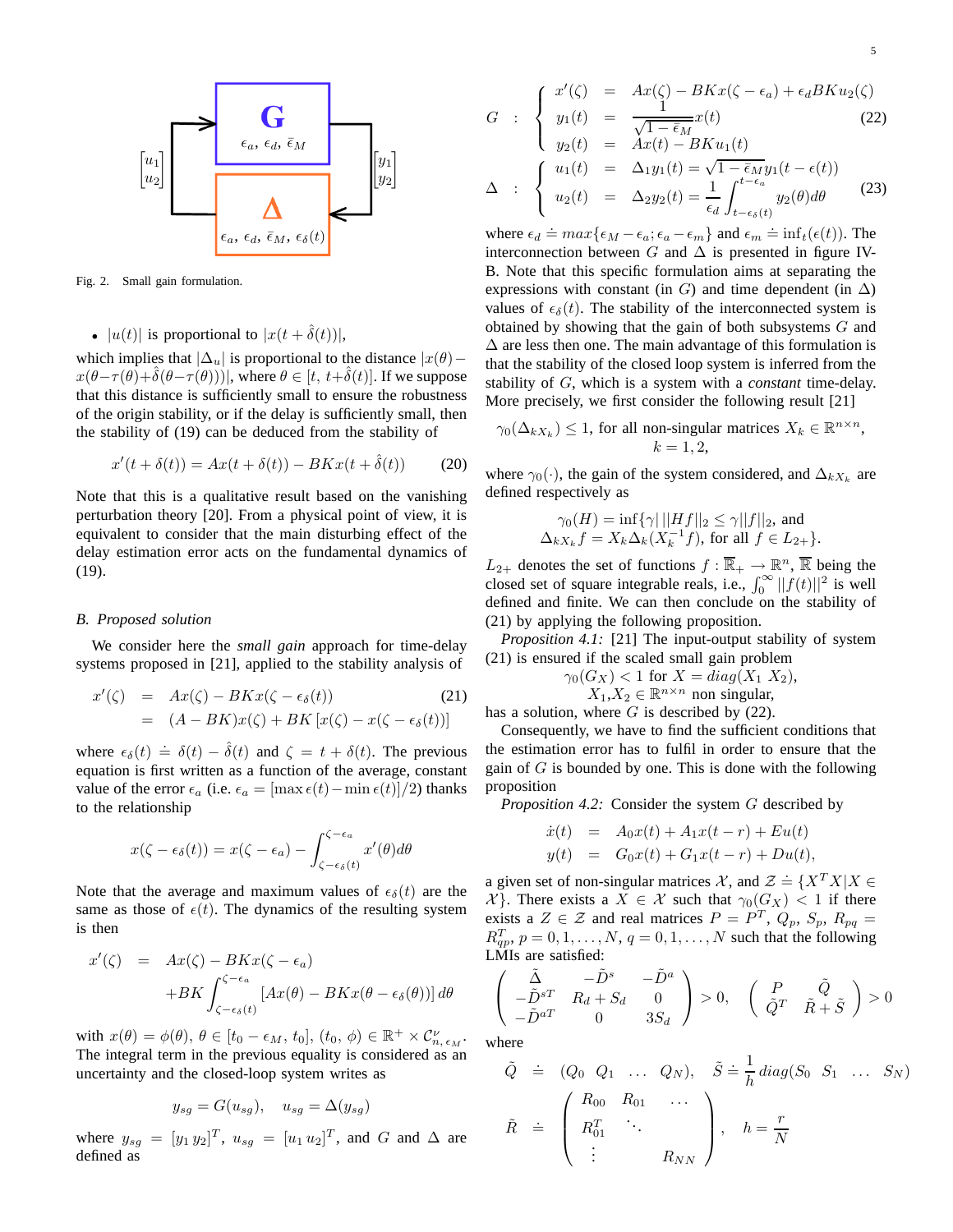G

$\epsilon_a$, $\epsilon_d$, $\bar{\epsilon}_M$

Δ

$\epsilon_a$, $\epsilon_d$, $\bar{\epsilon}_M$, $\epsilon_\delta(t)$

$\begin{bmatrix} u_1 \\ u_2 \end{bmatrix}$

$\begin{bmatrix} y_1 \\ y_2 \end{bmatrix}$

Fig. 2. Small gain formulation.

- $|u(t)|$ is proportional to $|x(t+\hat{\delta}(t))|$,

which implies that $|\Delta_u|$ is proportional to the distance $|x(\theta)-x(\theta-\tau(\theta)+\hat{\delta}(\theta-\tau(\theta)))|$, where $\theta \in [t,\ t+\hat{\delta}(t)]$. If we suppose that this distance is sufficiently small to ensure the robustness of the origin stability, or if the delay is sufficiently small, then the stability of (19) can be deduced from the stability of

$$x'(t+\delta(t)) = Ax(t+\delta(t)) - BKx(t+\hat{\delta}(t)) \tag{20}$$

Note that this is a qualitative result based on the vanishing perturbation theory [20]. From a physical point of view, it is equivalent to consider that the main disturbing effect of the delay estimation error acts on the fundamental dynamics of (19).

### B. Proposed solution

We consider here the *small gain* approach for time-delay systems proposed in [21], applied to the stability analysis of

$$\begin{aligned} x'(\zeta) &= Ax(\zeta) - BKx(\zeta-\epsilon_\delta(t)) \\ &= (A-BK)x(\zeta) + BK\left[x(\zeta) - x(\zeta-\epsilon_\delta(t))\right] \end{aligned} \tag{21}$$

where $\epsilon_\delta(t) \doteq \delta(t) - \hat{\delta}(t)$ and $\zeta = t+\delta(t)$. The previous equation is first written as a function of the average, constant value of the error $\epsilon_a$ (i.e. $\epsilon_a = [\max\epsilon(t) - \min\epsilon(t)]/2$) thanks to the relationship

$$x(\zeta-\epsilon_\delta(t)) = x(\zeta-\epsilon_a) - \int_{\zeta-\epsilon_\delta(t)}^{\zeta-\epsilon_a} x'(\theta)d\theta$$

Note that the average and maximum values of $\epsilon_\delta(t)$ are the same as those of $\epsilon(t)$. The dynamics of the resulting system is then

$$\begin{aligned} x'(\zeta) &= Ax(\zeta) - BKx(\zeta-\epsilon_a) \\ &\quad + BK\int_{\zeta-\epsilon_\delta(t)}^{\zeta-\epsilon_a} \left[Ax(\theta) - BKx(\theta-\epsilon_\delta(\theta))\right]d\theta \end{aligned}$$

with $x(\theta) = \phi(\theta)$, $\theta \in [t_0-\epsilon_M,\ t_0]$, $(t_0,\ \phi) \in \mathbb{R}^+ \times \mathcal{C}^{\nu}_{n,\,\epsilon_M}$. The integral term in the previous equality is considered as an uncertainty and the closed-loop system writes as

$$y_{sg} = G(u_{sg}), \quad u_{sg} = \Delta(y_{sg})$$

where $y_{sg} = [y_1\ y_2]^T$, $u_{sg} = [u_1\ u_2]^T$, and $G$ and $\Delta$ are defined as

$$G \ : \ \left\{ \begin{array}{rcl} x'(\zeta) &=& Ax(\zeta) - BKx(\zeta-\epsilon_a) + \epsilon_d BKu_2(\zeta) \\ y_1(t) &=& \dfrac{1}{\sqrt{1-\bar{\epsilon}_M}}x(t) \\ y_2(t) &=& Ax(t) - BKu_1(t) \end{array} \right. \tag{22}$$

$$\Delta \ : \ \left\{ \begin{array}{rcl} u_1(t) &=& \Delta_1 y_1(t) = \sqrt{1-\bar{\epsilon}_M}\,y_1(t-\epsilon(t)) \\ u_2(t) &=& \Delta_2 y_2(t) = \dfrac{1}{\epsilon_d}\displaystyle\int_{t-\epsilon_\delta(t)}^{t-\epsilon_a} y_2(\theta)d\theta \end{array} \right. \tag{23}$$

where $\epsilon_d \doteq max\{\epsilon_M - \epsilon_a; \epsilon_a - \epsilon_m\}$ and $\epsilon_m \doteq \inf_t(\epsilon(t))$. The interconnection between $G$ and $\Delta$ is presented in figure IV-B. Note that this specific formulation aims at separating the expressions with constant (in $G$) and time dependent (in $\Delta$) values of $\epsilon_\delta(t)$. The stability of the interconnected system is obtained by showing that the gain of both subsystems $G$ and $\Delta$ are less then one. The main advantage of this formulation is that the stability of the closed loop system is inferred from the stability of $G$, which is a system with a *constant* time-delay. More precisely, we first consider the following result [21]

$$\gamma_0(\Delta_{kX_k}) \leq 1, \text{ for all non-singular matrices } X_k \in \mathbb{R}^{n\times n},\quad k = 1,2,$$

where $\gamma_0(\cdot)$, the gain of the system considered, and $\Delta_{kX_k}$ are defined respectively as

$$\begin{aligned} &\gamma_0(H) = \inf\{\gamma\,|\,||Hf||_2 \leq \gamma||f||_2, \text{ and} \\ &\Delta_{kX_k}f = X_k\Delta_k(X_k^{-1}f), \text{ for all } f \in L_{2+}\}. \end{aligned}$$

$L_{2+}$ denotes the set of functions $f : \overline{\mathbb{R}}_+ \to \mathbb{R}^n$, $\overline{\mathbb{R}}$ being the closed set of square integrable reals, i.e., $\int_0^\infty ||f(t)||^2$ is well defined and finite. We can then conclude on the stability of (21) by applying the following proposition.

*Proposition 4.1:* [21] The input-output stability of system (21) is ensured if the scaled small gain problem

$$\gamma_0(G_X) < 1 \text{ for } X = diag(X_1\ X_2),\quad X_1, X_2 \in \mathbb{R}^{n\times n} \text{ non singular},$$

has a solution, where $G$ is described by (22).

Consequently, we have to find the sufficient conditions that the estimation error has to fulfil in order to ensure that the gain of $G$ is bounded by one. This is done with the following proposition

*Proposition 4.2:* Consider the system $G$ described by

$$\begin{aligned} \dot{x}(t) &= A_0x(t) + A_1x(t-r) + Eu(t) \\ y(t) &= G_0x(t) + G_1x(t-r) + Du(t), \end{aligned}$$

a given set of non-singular matrices $\mathcal{X}$, and $\mathcal{Z} \doteq \{X^TX | X \in \mathcal{X}\}$. There exists a $X \in \mathcal{X}$ such that $\gamma_0(G_X) < 1$ if there exists a $Z \in \mathcal{Z}$ and real matrices $P = P^T$, $Q_p$, $S_p$, $R_{pq} = R_{qp}^T$, $p = 0,1,\ldots,N$, $q = 0,1,\ldots,N$ such that the following LMIs are satisfied:

$$\begin{pmatrix} \tilde{\Delta} & -\tilde{D}^s & -\tilde{D}^a \\ -\tilde{D}^{sT} & R_d + S_d & 0 \\ -\tilde{D}^{aT} & 0 & 3S_d \end{pmatrix} > 0, \quad \begin{pmatrix} P & \tilde{Q} \\ \tilde{Q}^T & \tilde{R} + \tilde{S} \end{pmatrix} > 0$$

where

$$\begin{aligned} \tilde{Q} &\doteq (Q_0\ Q_1\ \ldots\ Q_N), \quad \tilde{S} \doteq \frac{1}{h}diag(S_0\ S_1\ \ldots\ S_N) \\ \tilde{R} &\doteq \begin{pmatrix} R_{00} & R_{01} & \ldots \\ R_{01}^T & \ddots & \\ \vdots & & R_{NN} \end{pmatrix}, \quad h = \frac{r}{N} \end{aligned}$$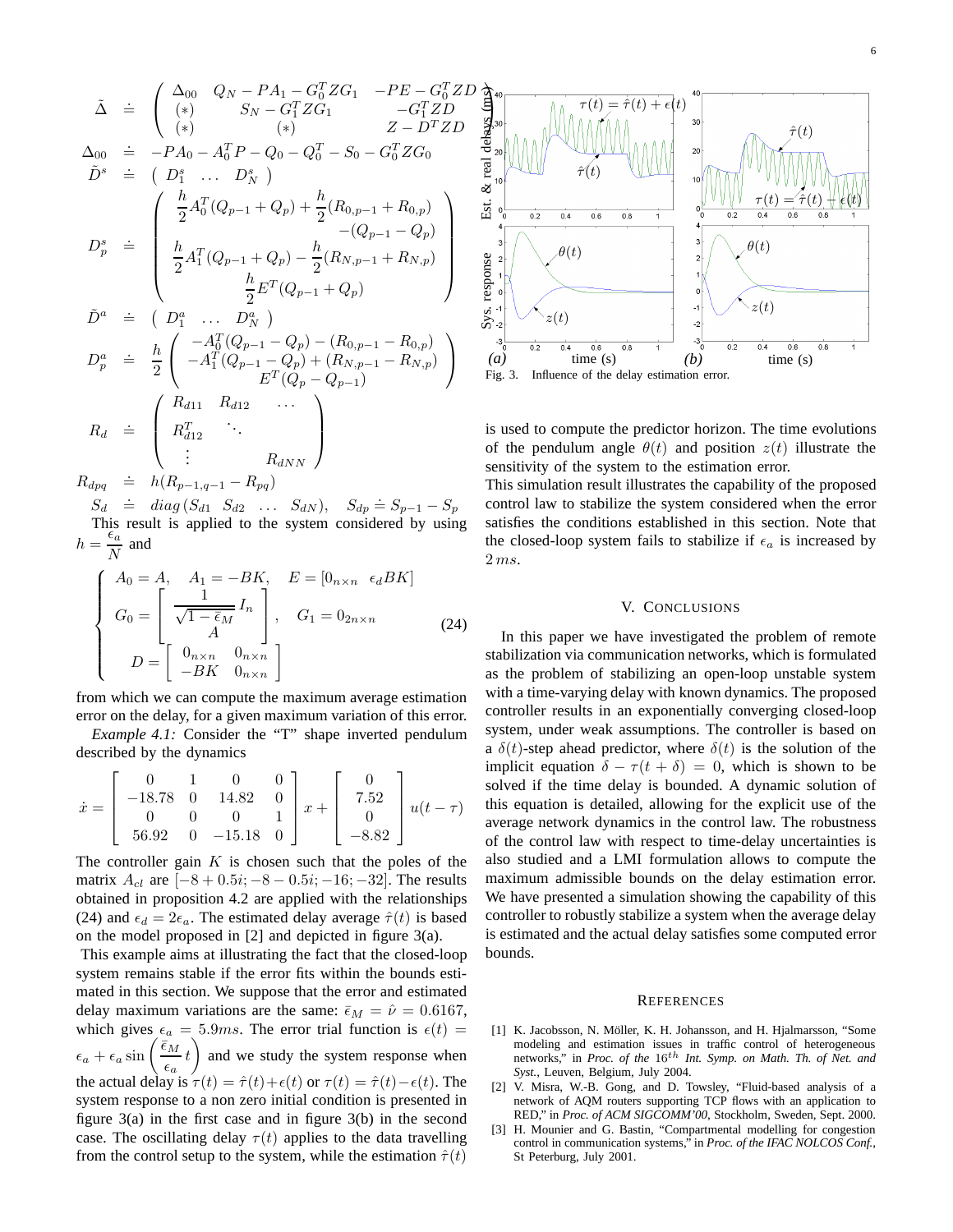$$\tilde{\Delta} \doteq \begin{pmatrix} \Delta_{00} & Q_N - PA_1 - G_0^T Z G_1 & -PE - G_0^T Z D \\ (*) & S_N - G_1^T Z G_1 & -G_1^T Z D \\ (*) & (*) & Z - D^T Z D \end{pmatrix}$$

$$\Delta_{00} \doteq -PA_0 - A_0^T P - Q_0 - Q_0^T - S_0 - G_0^T Z G_0$$

$$\tilde{D}^s \doteq \begin{pmatrix} D_1^s & \dots & D_N^s \end{pmatrix}$$

$$D_p^s \doteq \begin{pmatrix} \frac{h}{2} A_0^T (Q_{p-1} + Q_p) + \frac{h}{2}(R_{0,p-1} + R_{0,p}) \\ -(Q_{p-1} - Q_p) \\ \frac{h}{2} A_1^T (Q_{p-1} + Q_p) - \frac{h}{2}(R_{N,p-1} + R_{N,p}) \\ \frac{h}{2} E^T (Q_{p-1} + Q_p) \end{pmatrix}$$

$$\tilde{D}^a \doteq \begin{pmatrix} D_1^a & \dots & D_N^a \end{pmatrix}$$

$$D_p^a \doteq \frac{h}{2} \begin{pmatrix} -A_0^T (Q_{p-1} - Q_p) - (R_{0,p-1} - R_{0,p}) \\ -A_1^T (Q_{p-1} - Q_p) + (R_{N,p-1} - R_{N,p}) \\ E^T (Q_p - Q_{p-1}) \end{pmatrix}$$

$$R_d \doteq \begin{pmatrix} R_{d11} & R_{d12} & \dots \\ R_{d12}^T & \ddots & \\ \vdots & & R_{dNN} \end{pmatrix}$$

$$R_{dpq} \doteq h(R_{p-1,q-1} - R_{pq})$$

$$S_d \doteq diag(S_{d1} \ S_{d2} \ \dots \ S_{dN}), \quad S_{dp} \doteq S_{p-1} - S_p$$

This result is applied to the system considered by using $h = \dfrac{\epsilon_a}{N}$ and

$$\begin{cases} A_0 = A, \quad A_1 = -BK, \quad E = [0_{n \times n} \ \ \epsilon_d BK] \\ G_0 = \begin{bmatrix} \frac{1}{\sqrt{1 - \bar{\epsilon}_M}} I_n \\ A \end{bmatrix}, \quad G_1 = 0_{2n \times n} \\ D = \begin{bmatrix} 0_{n \times n} & 0_{n \times n} \\ -BK & 0_{n \times n} \end{bmatrix} \end{cases} \tag{24}$$

from which we can compute the maximum average estimation error on the delay, for a given maximum variation of this error.

*Example 4.1:* Consider the "T" shape inverted pendulum described by the dynamics

$$\dot{x} = \begin{bmatrix} 0 & 1 & 0 & 0 \\ -18.78 & 0 & 14.82 & 0 \\ 0 & 0 & 0 & 1 \\ 56.92 & 0 & -15.18 & 0 \end{bmatrix} x + \begin{bmatrix} 0 \\ 7.52 \\ 0 \\ -8.82 \end{bmatrix} u(t - \tau)$$

The controller gain $K$ is chosen such that the poles of the matrix $A_{cl}$ are $[-8 + 0.5i; -8 - 0.5i; -16; -32]$. The results obtained in proposition 4.2 are applied with the relationships (24) and $\epsilon_d = 2\epsilon_a$. The estimated delay average $\hat{\tau}(t)$ is based on the model proposed in [2] and depicted in figure 3(a).

This example aims at illustrating the fact that the closed-loop system remains stable if the error fits within the bounds estimated in this section. We suppose that the error and estimated delay maximum variations are the same: $\bar{\epsilon}_M = \hat{\nu} = 0.6167$, which gives $\epsilon_a = 5.9ms$. The error trial function is $\epsilon(t) = \epsilon_a + \epsilon_a \sin\left(\frac{\bar{\epsilon}_M}{\epsilon_a} t\right)$ and we study the system response when the actual delay is $\tau(t) = \hat{\tau}(t) + \epsilon(t)$ or $\tau(t) = \hat{\tau}(t) - \epsilon(t)$. The system response to a non zero initial condition is presented in figure 3(a) in the first case and in figure 3(b) in the second case. The oscillating delay $\tau(t)$ applies to the data travelling from the control setup to the system, while the estimation $\hat{\tau}(t)$ is used to compute the predictor horizon. The time evolutions of the pendulum angle $\theta(t)$ and position $z(t)$ illustrate the sensitivity of the system to the estimation error.

This simulation result illustrates the capability of the proposed control law to stabilize the system considered when the error satisfies the conditions established in this section. Note that the closed-loop system fails to stabilize if $\epsilon_a$ is increased by $2\,ms$.

Est. & real delays (ms)
40
30
20
10
0
$\tau(t) = \hat{\tau}(t) + \epsilon(t)$
$\hat{\tau}(t)$
$\tau(t) = \hat{\tau}(t) - \epsilon(t)$
Sys. response
4
3
2
1
0
-1
-2
-3
$\theta(t)$
$z(t)$
0 0.2 0.4 0.6 0.8 1
(a) time (s)
(b) time (s)

Fig. 3. Influence of the delay estimation error.

## V. Conclusions

In this paper we have investigated the problem of remote stabilization via communication networks, which is formulated as the problem of stabilizing an open-loop unstable system with a time-varying delay with known dynamics. The proposed controller results in an exponentially converging closed-loop system, under weak assumptions. The controller is based on a $\delta(t)$-step ahead predictor, where $\delta(t)$ is the solution of the implicit equation $\delta - \tau(t + \delta) = 0$, which is shown to be solved if the time delay is bounded. A dynamic solution of this equation is detailed, allowing for the explicit use of the average network dynamics in the control law. The robustness of the control law with respect to time-delay uncertainties is also studied and a LMI formulation allows to compute the maximum admissible bounds on the delay estimation error. We have presented a simulation showing the capability of this controller to robustly stabilize a system when the average delay is estimated and the actual delay satisfies some computed error bounds.

## References

[1] K. Jacobsson, N. Möller, K. H. Johansson, and H. Hjalmarsson, "Some modeling and estimation issues in traffic control of heterogeneous networks," in *Proc. of the* $16^{th}$ *Int. Symp. on Math. Th. of Net. and Syst.*, Leuven, Belgium, July 2004.

[2] V. Misra, W.-B. Gong, and D. Towsley, "Fluid-based analysis of a network of AQM routers supporting TCP flows with an application to RED," in *Proc. of ACM SIGCOMM'00*, Stockholm, Sweden, Sept. 2000.

[3] H. Mounier and G. Bastin, "Compartmental modelling for congestion control in communication systems," in *Proc. of the IFAC NOLCOS Conf.*, St Peterburg, July 2001.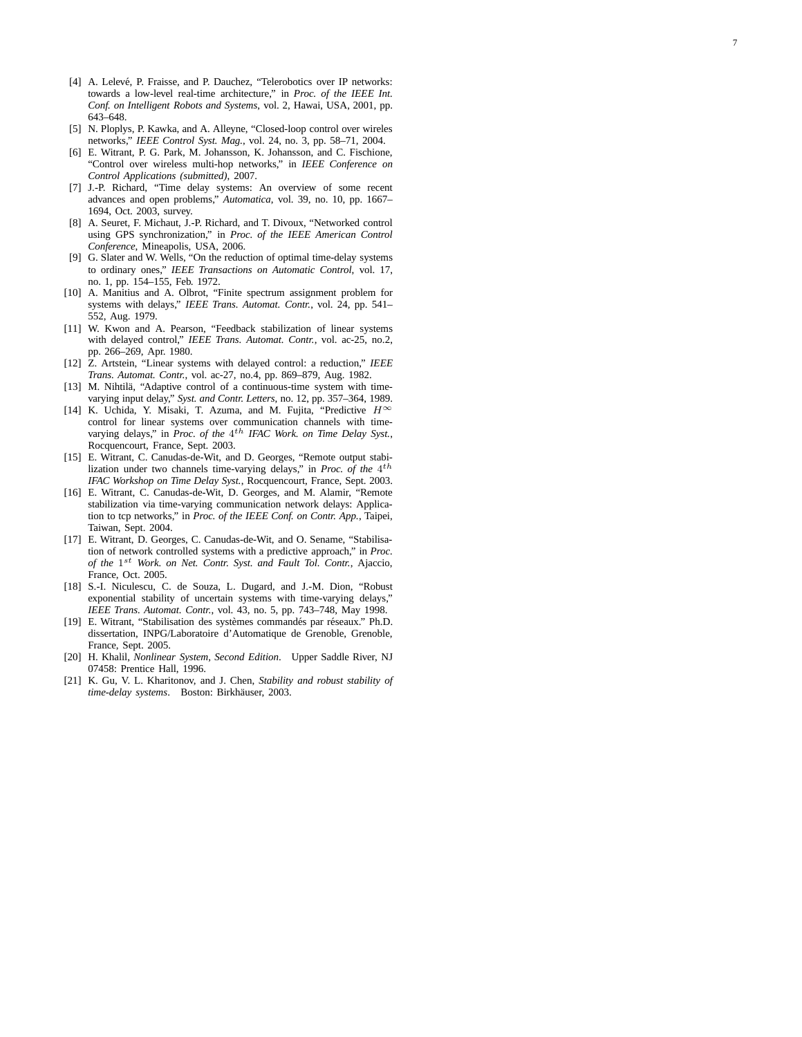[4] A. Lelevé, P. Fraisse, and P. Dauchez, "Telerobotics over IP networks: towards a low-level real-time architecture," in *Proc. of the IEEE Int. Conf. on Intelligent Robots and Systems*, vol. 2, Hawai, USA, 2001, pp. 643–648.

[5] N. Ploplys, P. Kawka, and A. Alleyne, "Closed-loop control over wireles networks," *IEEE Control Syst. Mag.*, vol. 24, no. 3, pp. 58–71, 2004.

[6] E. Witrant, P. G. Park, M. Johansson, K. Johansson, and C. Fischione, "Control over wireless multi-hop networks," in *IEEE Conference on Control Applications (submitted)*, 2007.

[7] J.-P. Richard, "Time delay systems: An overview of some recent advances and open problems," *Automatica*, vol. 39, no. 10, pp. 1667–1694, Oct. 2003, survey.

[8] A. Seuret, F. Michaut, J.-P. Richard, and T. Divoux, "Networked control using GPS synchronization," in *Proc. of the IEEE American Control Conference*, Mineapolis, USA, 2006.

[9] G. Slater and W. Wells, "On the reduction of optimal time-delay systems to ordinary ones," *IEEE Transactions on Automatic Control*, vol. 17, no. 1, pp. 154–155, Feb. 1972.

[10] A. Manitius and A. Olbrot, "Finite spectrum assignment problem for systems with delays," *IEEE Trans. Automat. Contr.*, vol. 24, pp. 541–552, Aug. 1979.

[11] W. Kwon and A. Pearson, "Feedback stabilization of linear systems with delayed control," *IEEE Trans. Automat. Contr.*, vol. ac-25, no.2, pp. 266–269, Apr. 1980.

[12] Z. Artstein, "Linear systems with delayed control: a reduction," *IEEE Trans. Automat. Contr.*, vol. ac-27, no.4, pp. 869–879, Aug. 1982.

[13] M. Nihtilä, "Adaptive control of a continuous-time system with time-varying input delay," *Syst. and Contr. Letters*, no. 12, pp. 357–364, 1989.

[14] K. Uchida, Y. Misaki, T. Azuma, and M. Fujita, "Predictive $H^\infty$ control for linear systems over communication channels with time-varying delays," in *Proc. of the $4^{th}$ IFAC Work. on Time Delay Syst.*, Rocquencourt, France, Sept. 2003.

[15] E. Witrant, C. Canudas-de-Wit, and D. Georges, "Remote output stabilization under two channels time-varying delays," in *Proc. of the $4^{th}$ IFAC Workshop on Time Delay Syst.*, Rocquencourt, France, Sept. 2003.

[16] E. Witrant, C. Canudas-de-Wit, D. Georges, and M. Alamir, "Remote stabilization via time-varying communication network delays: Application to tcp networks," in *Proc. of the IEEE Conf. on Contr. App.*, Taipei, Taiwan, Sept. 2004.

[17] E. Witrant, D. Georges, C. Canudas-de-Wit, and O. Sename, "Stabilisation of network controlled systems with a predictive approach," in *Proc. of the $1^{st}$ Work. on Net. Contr. Syst. and Fault Tol. Contr.*, Ajaccio, France, Oct. 2005.

[18] S.-I. Niculescu, C. de Souza, L. Dugard, and J.-M. Dion, "Robust exponential stability of uncertain systems with time-varying delays," *IEEE Trans. Automat. Contr.*, vol. 43, no. 5, pp. 743–748, May 1998.

[19] E. Witrant, "Stabilisation des systèmes commandés par réseaux." Ph.D. dissertation, INPG/Laboratoire d'Automatique de Grenoble, Grenoble, France, Sept. 2005.

[20] H. Khalil, *Nonlinear System, Second Edition*. Upper Saddle River, NJ 07458: Prentice Hall, 1996.

[21] K. Gu, V. L. Kharitonov, and J. Chen, *Stability and robust stability of time-delay systems*. Boston: Birkhäuser, 2003.